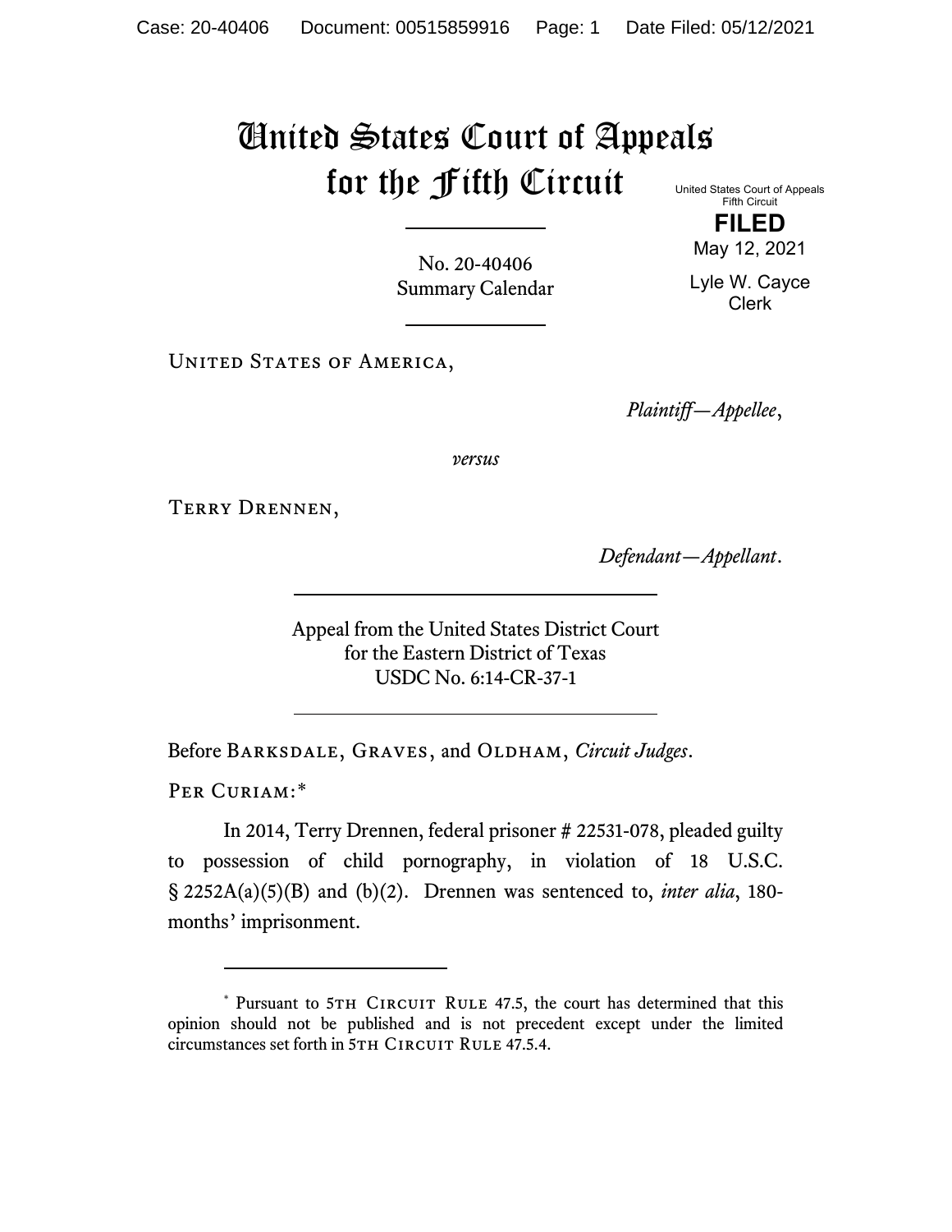# United States Court of Appeals for the Fifth Circuit

United States Court of Appeals
Fifth Circuit

**FILED**

May 12, 2021

Lyle W. Cayce
Clerk

No. 20-40406
Summary Calendar

---

United States of America,

*Plaintiff—Appellee*,

*versus*

Terry Drennen,

*Defendant—Appellant*.

---

Appeal from the United States District Court
for the Eastern District of Texas
USDC No. 6:14-CR-37-1

---

Before Barksdale, Graves, and Oldham, *Circuit Judges*.

Per Curiam:*

In 2014, Terry Drennen, federal prisoner # 22531-078, pleaded guilty to possession of child pornography, in violation of 18 U.S.C. § 2252A(a)(5)(B) and (b)(2). Drennen was sentenced to, *inter alia*, 180-months' imprisonment.

---

\* Pursuant to 5th Circuit Rule 47.5, the court has determined that this opinion should not be published and is not precedent except under the limited circumstances set forth in 5th Circuit Rule 47.5.4.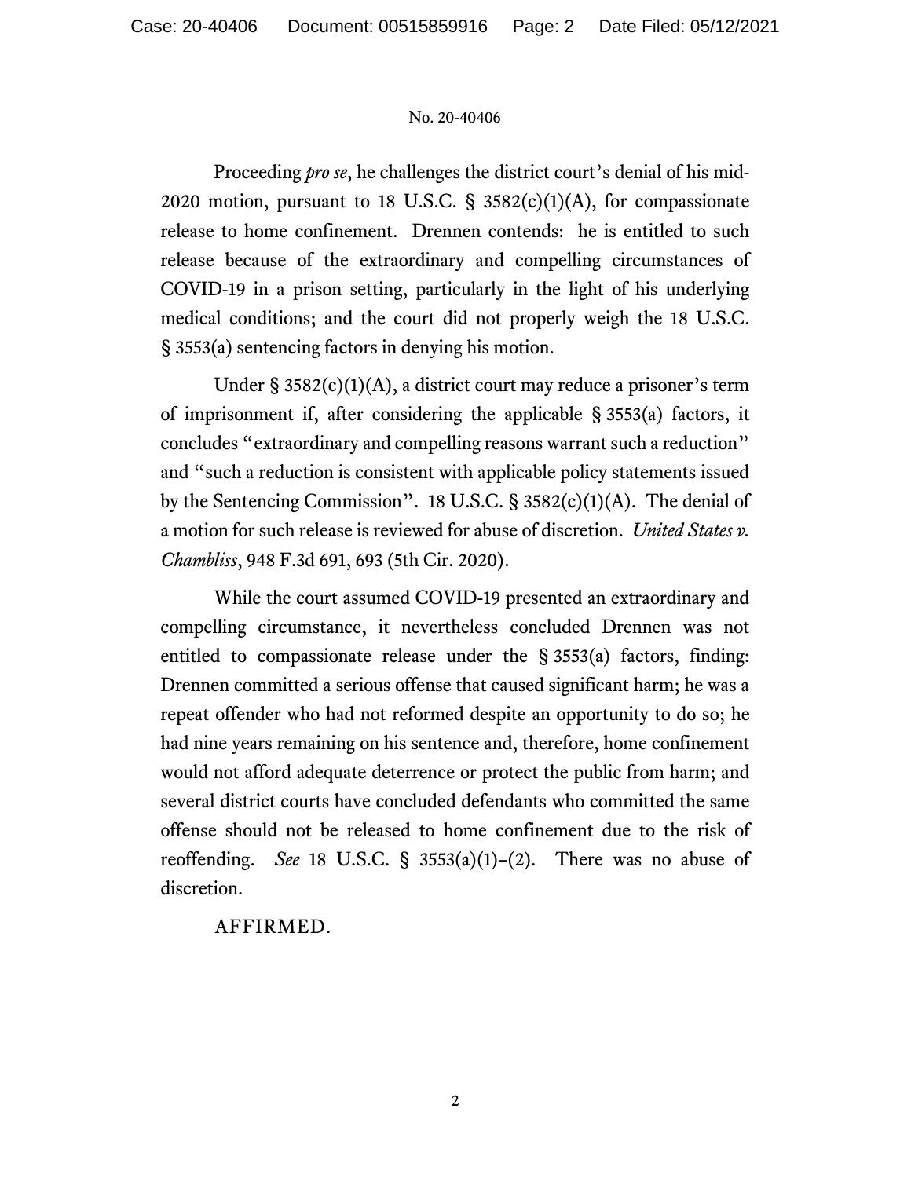No. 20-40406

Proceeding *pro se*, he challenges the district court's denial of his mid-2020 motion, pursuant to 18 U.S.C. § 3582(c)(1)(A), for compassionate release to home confinement. Drennen contends: he is entitled to such release because of the extraordinary and compelling circumstances of COVID-19 in a prison setting, particularly in the light of his underlying medical conditions; and the court did not properly weigh the 18 U.S.C. § 3553(a) sentencing factors in denying his motion.

Under § 3582(c)(1)(A), a district court may reduce a prisoner's term of imprisonment if, after considering the applicable § 3553(a) factors, it concludes "extraordinary and compelling reasons warrant such a reduction" and "such a reduction is consistent with applicable policy statements issued by the Sentencing Commission". 18 U.S.C. § 3582(c)(1)(A). The denial of a motion for such release is reviewed for abuse of discretion. *United States v. Chambliss*, 948 F.3d 691, 693 (5th Cir. 2020).

While the court assumed COVID-19 presented an extraordinary and compelling circumstance, it nevertheless concluded Drennen was not entitled to compassionate release under the § 3553(a) factors, finding: Drennen committed a serious offense that caused significant harm; he was a repeat offender who had not reformed despite an opportunity to do so; he had nine years remaining on his sentence and, therefore, home confinement would not afford adequate deterrence or protect the public from harm; and several district courts have concluded defendants who committed the same offense should not be released to home confinement due to the risk of reoffending. *See* 18 U.S.C. § 3553(a)(1)–(2). There was no abuse of discretion.

AFFIRMED.